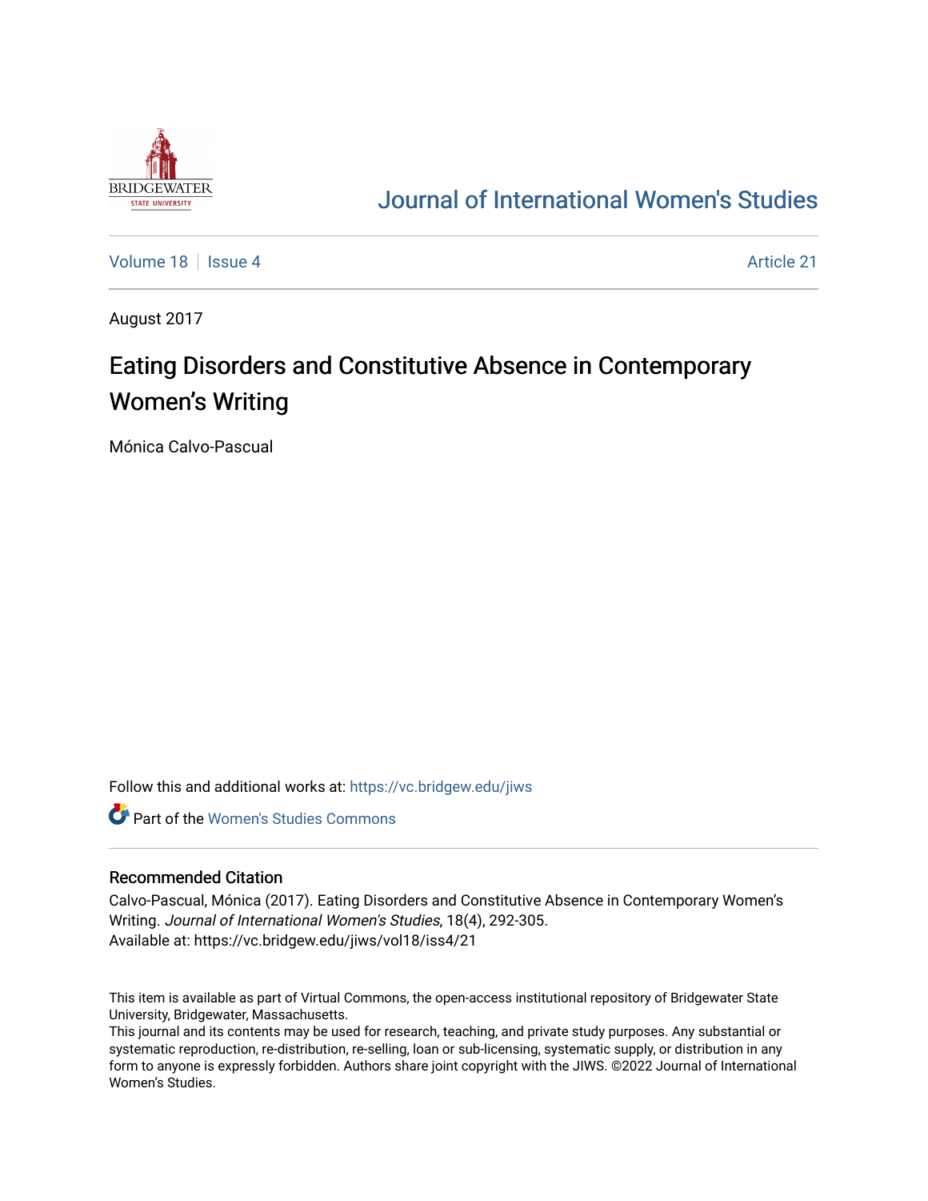# Journal of International Women's Studies

Volume 18 | Issue 4 | Article 21

August 2017

## Eating Disorders and Constitutive Absence in Contemporary Women's Writing

Mónica Calvo-Pascual

Follow this and additional works at: https://vc.bridgew.edu/jiws

Part of the Women's Studies Commons

### Recommended Citation

Calvo-Pascual, Mónica (2017). Eating Disorders and Constitutive Absence in Contemporary Women's Writing. *Journal of International Women's Studies*, 18(4), 292-305.
Available at: https://vc.bridgew.edu/jiws/vol18/iss4/21

This item is available as part of Virtual Commons, the open-access institutional repository of Bridgewater State University, Bridgewater, Massachusetts.
This journal and its contents may be used for research, teaching, and private study purposes. Any substantial or systematic reproduction, re-distribution, re-selling, loan or sub-licensing, systematic supply, or distribution in any form to anyone is expressly forbidden. Authors share joint copyright with the JIWS. ©2022 Journal of International Women's Studies.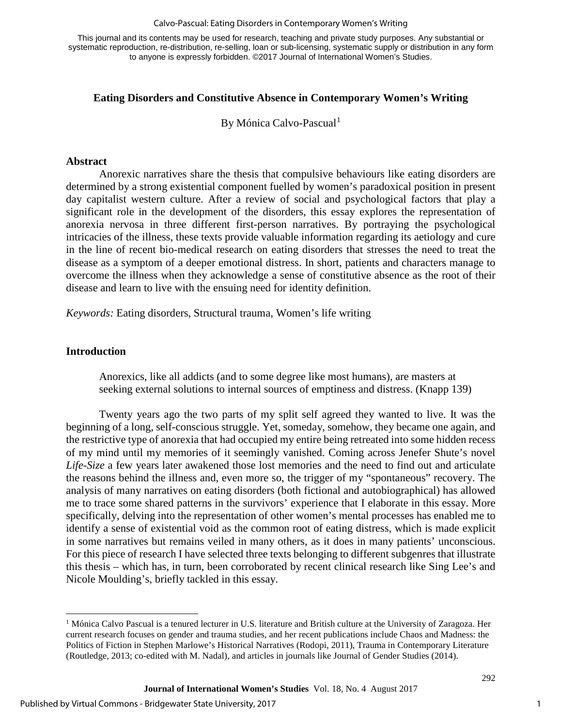This journal and its contents may be used for research, teaching and private study purposes. Any substantial or systematic reproduction, re-distribution, re-selling, loan or sub-licensing, systematic supply or distribution in any form to anyone is expressly forbidden. ©2017 Journal of International Women's Studies.

## Eating Disorders and Constitutive Absence in Contemporary Women's Writing

By Mónica Calvo-Pascual[1]

### Abstract

Anorexic narratives share the thesis that compulsive behaviours like eating disorders are determined by a strong existential component fuelled by women's paradoxical position in present day capitalist western culture. After a review of social and psychological factors that play a significant role in the development of the disorders, this essay explores the representation of anorexia nervosa in three different first-person narratives. By portraying the psychological intricacies of the illness, these texts provide valuable information regarding its aetiology and cure in the line of recent bio-medical research on eating disorders that stresses the need to treat the disease as a symptom of a deeper emotional distress. In short, patients and characters manage to overcome the illness when they acknowledge a sense of constitutive absence as the root of their disease and learn to live with the ensuing need for identity definition.

*Keywords:* Eating disorders, Structural trauma, Women's life writing

### Introduction

> Anorexics, like all addicts (and to some degree like most humans), are masters at seeking external solutions to internal sources of emptiness and distress. (Knapp 139)

Twenty years ago the two parts of my split self agreed they wanted to live. It was the beginning of a long, self-conscious struggle. Yet, someday, somehow, they became one again, and the restrictive type of anorexia that had occupied my entire being retreated into some hidden recess of my mind until my memories of it seemingly vanished. Coming across Jenefer Shute's novel *Life-Size* a few years later awakened those lost memories and the need to find out and articulate the reasons behind the illness and, even more so, the trigger of my "spontaneous" recovery. The analysis of many narratives on eating disorders (both fictional and autobiographical) has allowed me to trace some shared patterns in the survivors' experience that I elaborate in this essay. More specifically, delving into the representation of other women's mental processes has enabled me to identify a sense of existential void as the common root of eating distress, which is made explicit in some narratives but remains veiled in many others, as it does in many patients' unconscious. For this piece of research I have selected three texts belonging to different subgenres that illustrate this thesis – which has, in turn, been corroborated by recent clinical research like Sing Lee's and Nicole Moulding's, briefly tackled in this essay.

---

[1] Mónica Calvo Pascual is a tenured lecturer in U.S. literature and British culture at the University of Zaragoza. Her current research focuses on gender and trauma studies, and her recent publications include Chaos and Madness: the Politics of Fiction in Stephen Marlowe's Historical Narratives (Rodopi, 2011), Trauma in Contemporary Literature (Routledge, 2013; co-edited with M. Nadal), and articles in journals like Journal of Gender Studies (2014).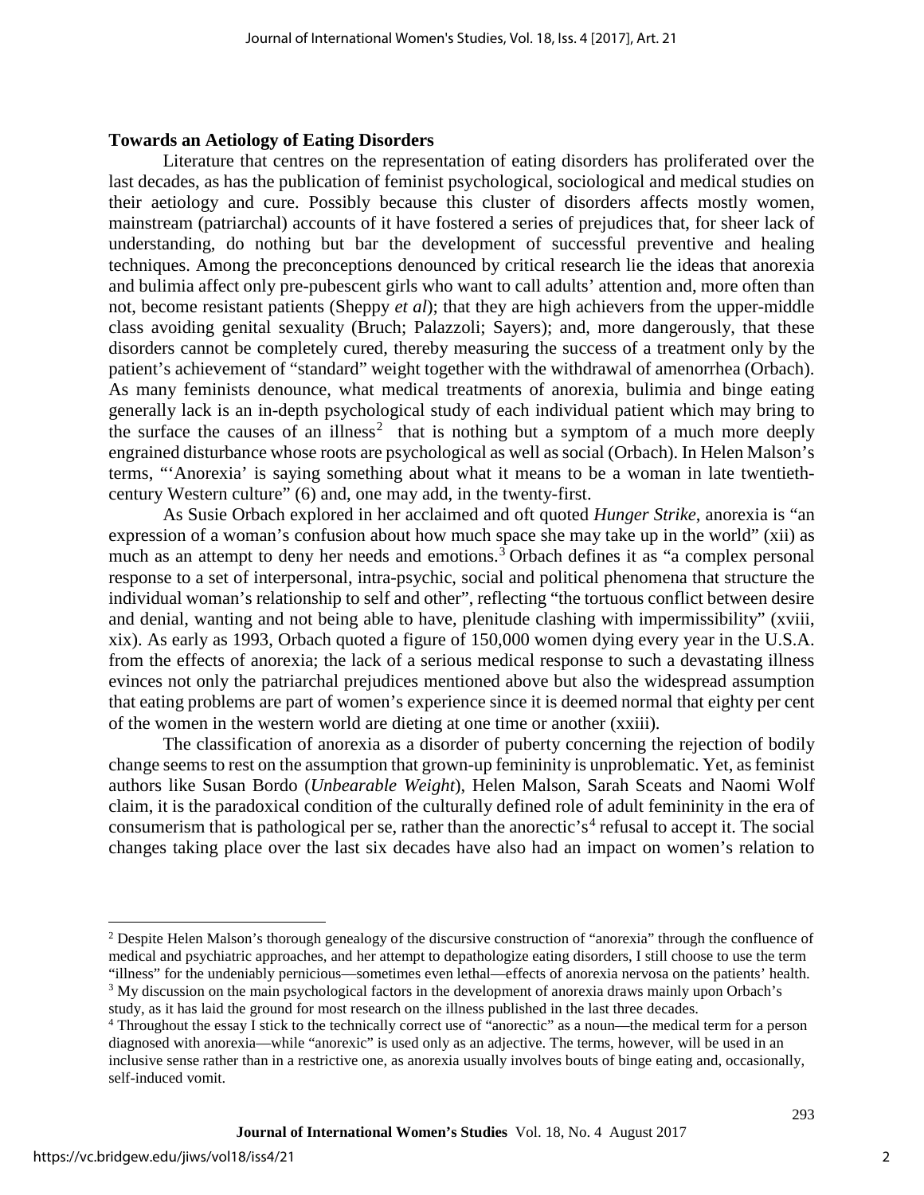## Towards an Aetiology of Eating Disorders

Literature that centres on the representation of eating disorders has proliferated over the last decades, as has the publication of feminist psychological, sociological and medical studies on their aetiology and cure. Possibly because this cluster of disorders affects mostly women, mainstream (patriarchal) accounts of it have fostered a series of prejudices that, for sheer lack of understanding, do nothing but bar the development of successful preventive and healing techniques. Among the preconceptions denounced by critical research lie the ideas that anorexia and bulimia affect only pre-pubescent girls who want to call adults' attention and, more often than not, become resistant patients (Sheppy *et al*); that they are high achievers from the upper-middle class avoiding genital sexuality (Bruch; Palazzoli; Sayers); and, more dangerously, that these disorders cannot be completely cured, thereby measuring the success of a treatment only by the patient's achievement of "standard" weight together with the withdrawal of amenorrhea (Orbach). As many feminists denounce, what medical treatments of anorexia, bulimia and binge eating generally lack is an in-depth psychological study of each individual patient which may bring to the surface the causes of an illness[2] that is nothing but a symptom of a much more deeply engrained disturbance whose roots are psychological as well as social (Orbach). In Helen Malson's terms, "'Anorexia' is saying something about what it means to be a woman in late twentieth-century Western culture" (6) and, one may add, in the twenty-first.

As Susie Orbach explored in her acclaimed and oft quoted *Hunger Strike*, anorexia is "an expression of a woman's confusion about how much space she may take up in the world" (xii) as much as an attempt to deny her needs and emotions.[3] Orbach defines it as "a complex personal response to a set of interpersonal, intra-psychic, social and political phenomena that structure the individual woman's relationship to self and other", reflecting "the tortuous conflict between desire and denial, wanting and not being able to have, plenitude clashing with impermissibility" (xviii, xix). As early as 1993, Orbach quoted a figure of 150,000 women dying every year in the U.S.A. from the effects of anorexia; the lack of a serious medical response to such a devastating illness evinces not only the patriarchal prejudices mentioned above but also the widespread assumption that eating problems are part of women's experience since it is deemed normal that eighty per cent of the women in the western world are dieting at one time or another (xxiii).

The classification of anorexia as a disorder of puberty concerning the rejection of bodily change seems to rest on the assumption that grown-up femininity is unproblematic. Yet, as feminist authors like Susan Bordo (*Unbearable Weight*), Helen Malson, Sarah Sceats and Naomi Wolf claim, it is the paradoxical condition of the culturally defined role of adult femininity in the era of consumerism that is pathological per se, rather than the anorectic's[4] refusal to accept it. The social changes taking place over the last six decades have also had an impact on women's relation to

---

[2] Despite Helen Malson's thorough genealogy of the discursive construction of "anorexia" through the confluence of medical and psychiatric approaches, and her attempt to depathologize eating disorders, I still choose to use the term "illness" for the undeniably pernicious—sometimes even lethal—effects of anorexia nervosa on the patients' health.

[3] My discussion on the main psychological factors in the development of anorexia draws mainly upon Orbach's study, as it has laid the ground for most research on the illness published in the last three decades.

[4] Throughout the essay I stick to the technically correct use of "anorectic" as a noun—the medical term for a person diagnosed with anorexia—while "anorexic" is used only as an adjective. The terms, however, will be used in an inclusive sense rather than in a restrictive one, as anorexia usually involves bouts of binge eating and, occasionally, self-induced vomit.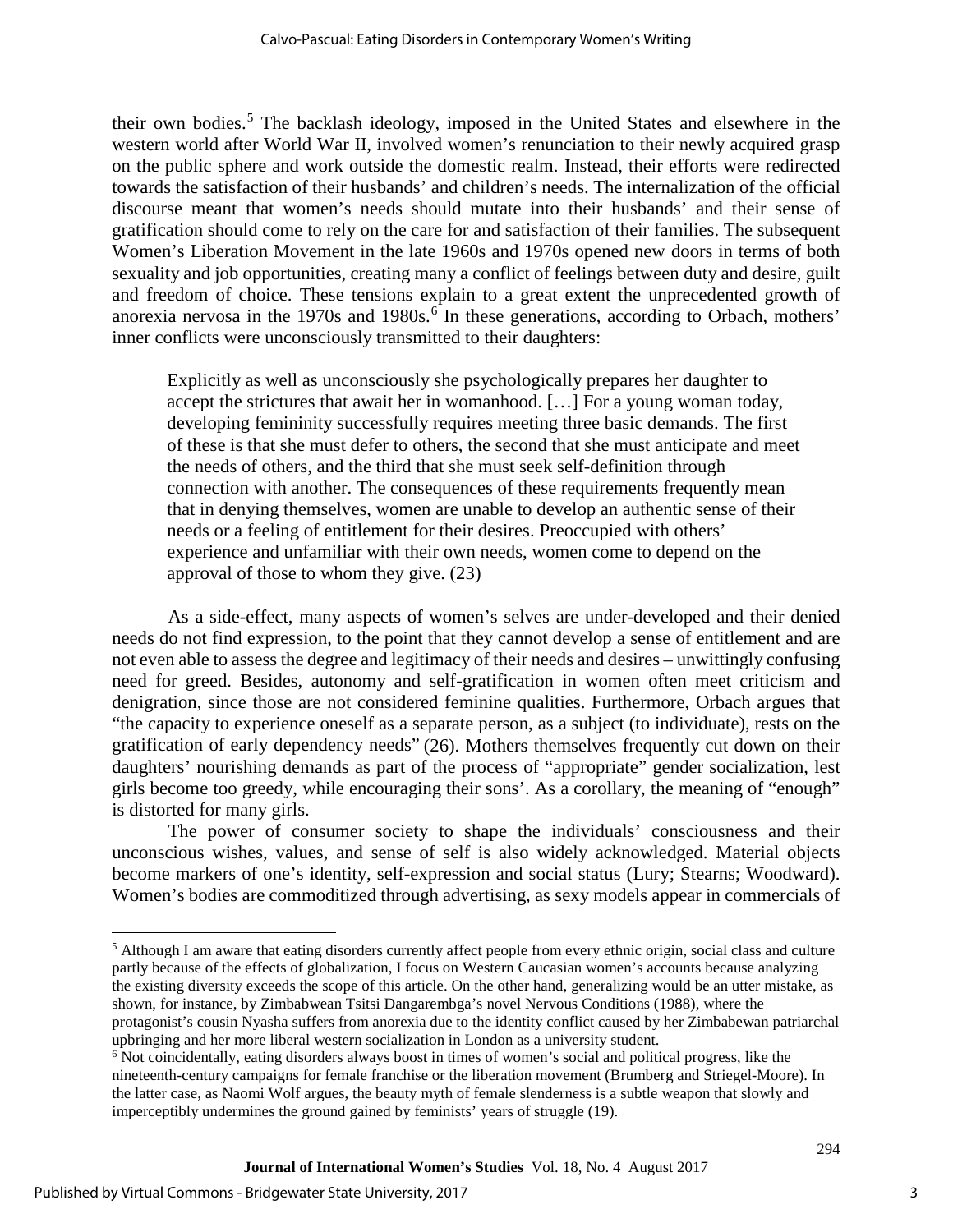their own bodies.[5] The backlash ideology, imposed in the United States and elsewhere in the western world after World War II, involved women's renunciation to their newly acquired grasp on the public sphere and work outside the domestic realm. Instead, their efforts were redirected towards the satisfaction of their husbands' and children's needs. The internalization of the official discourse meant that women's needs should mutate into their husbands' and their sense of gratification should come to rely on the care for and satisfaction of their families. The subsequent Women's Liberation Movement in the late 1960s and 1970s opened new doors in terms of both sexuality and job opportunities, creating many a conflict of feelings between duty and desire, guilt and freedom of choice. These tensions explain to a great extent the unprecedented growth of anorexia nervosa in the 1970s and 1980s.[6] In these generations, according to Orbach, mothers' inner conflicts were unconsciously transmitted to their daughters:

> Explicitly as well as unconsciously she psychologically prepares her daughter to accept the strictures that await her in womanhood. […] For a young woman today, developing femininity successfully requires meeting three basic demands. The first of these is that she must defer to others, the second that she must anticipate and meet the needs of others, and the third that she must seek self-definition through connection with another. The consequences of these requirements frequently mean that in denying themselves, women are unable to develop an authentic sense of their needs or a feeling of entitlement for their desires. Preoccupied with others' experience and unfamiliar with their own needs, women come to depend on the approval of those to whom they give. (23)

As a side-effect, many aspects of women's selves are under-developed and their denied needs do not find expression, to the point that they cannot develop a sense of entitlement and are not even able to assess the degree and legitimacy of their needs and desires – unwittingly confusing need for greed. Besides, autonomy and self-gratification in women often meet criticism and denigration, since those are not considered feminine qualities. Furthermore, Orbach argues that "the capacity to experience oneself as a separate person, as a subject (to individuate), rests on the gratification of early dependency needs" (26). Mothers themselves frequently cut down on their daughters' nourishing demands as part of the process of "appropriate" gender socialization, lest girls become too greedy, while encouraging their sons'. As a corollary, the meaning of "enough" is distorted for many girls.

The power of consumer society to shape the individuals' consciousness and their unconscious wishes, values, and sense of self is also widely acknowledged. Material objects become markers of one's identity, self-expression and social status (Lury; Stearns; Woodward). Women's bodies are commoditized through advertising, as sexy models appear in commercials of

---

[5] Although I am aware that eating disorders currently affect people from every ethnic origin, social class and culture partly because of the effects of globalization, I focus on Western Caucasian women's accounts because analyzing the existing diversity exceeds the scope of this article. On the other hand, generalizing would be an utter mistake, as shown, for instance, by Zimbabwean Tsitsi Dangarembga's novel Nervous Conditions (1988), where the protagonist's cousin Nyasha suffers from anorexia due to the identity conflict caused by her Zimbabewan patriarchal upbringing and her more liberal western socialization in London as a university student.

[6] Not coincidentally, eating disorders always boost in times of women's social and political progress, like the nineteenth-century campaigns for female franchise or the liberation movement (Brumberg and Striegel-Moore). In the latter case, as Naomi Wolf argues, the beauty myth of female slenderness is a subtle weapon that slowly and imperceptibly undermines the ground gained by feminists' years of struggle (19).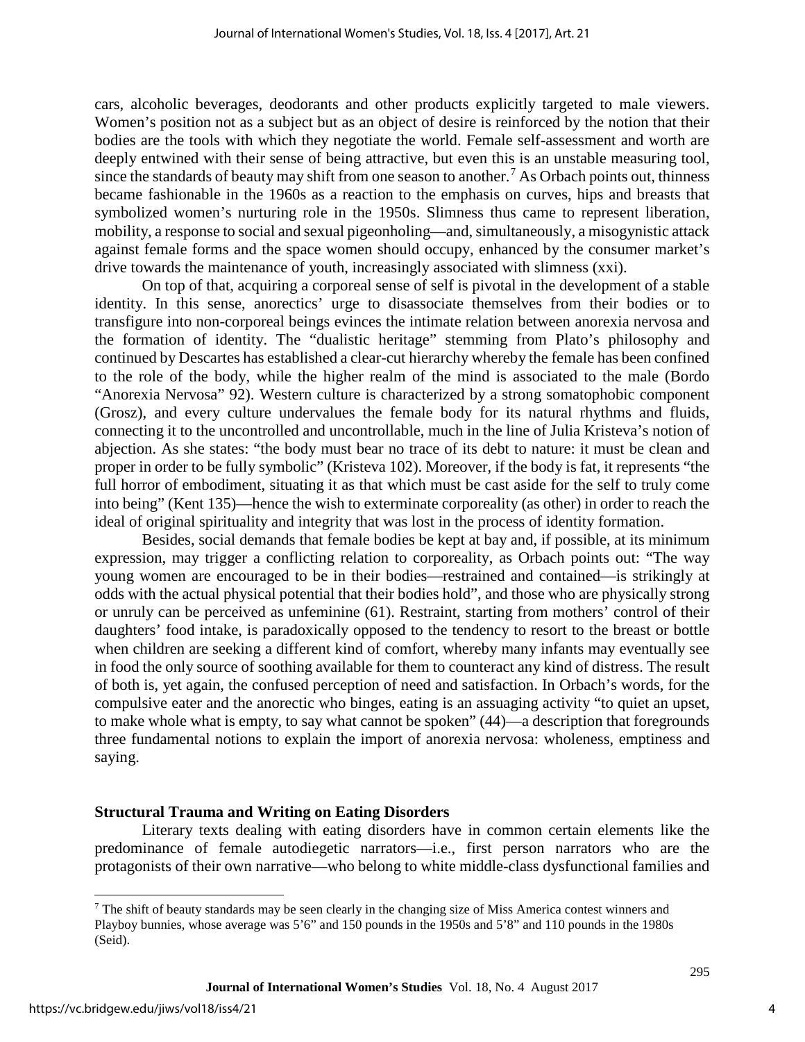cars, alcoholic beverages, deodorants and other products explicitly targeted to male viewers. Women's position not as a subject but as an object of desire is reinforced by the notion that their bodies are the tools with which they negotiate the world. Female self-assessment and worth are deeply entwined with their sense of being attractive, but even this is an unstable measuring tool, since the standards of beauty may shift from one season to another.[7] As Orbach points out, thinness became fashionable in the 1960s as a reaction to the emphasis on curves, hips and breasts that symbolized women's nurturing role in the 1950s. Slimness thus came to represent liberation, mobility, a response to social and sexual pigeonholing—and, simultaneously, a misogynistic attack against female forms and the space women should occupy, enhanced by the consumer market's drive towards the maintenance of youth, increasingly associated with slimness (xxi).

On top of that, acquiring a corporeal sense of self is pivotal in the development of a stable identity. In this sense, anorectics' urge to disassociate themselves from their bodies or to transfigure into non-corporeal beings evinces the intimate relation between anorexia nervosa and the formation of identity. The "dualistic heritage" stemming from Plato's philosophy and continued by Descartes has established a clear-cut hierarchy whereby the female has been confined to the role of the body, while the higher realm of the mind is associated to the male (Bordo "Anorexia Nervosa" 92). Western culture is characterized by a strong somatophobic component (Grosz), and every culture undervalues the female body for its natural rhythms and fluids, connecting it to the uncontrolled and uncontrollable, much in the line of Julia Kristeva's notion of abjection. As she states: "the body must bear no trace of its debt to nature: it must be clean and proper in order to be fully symbolic" (Kristeva 102). Moreover, if the body is fat, it represents "the full horror of embodiment, situating it as that which must be cast aside for the self to truly come into being" (Kent 135)—hence the wish to exterminate corporeality (as other) in order to reach the ideal of original spirituality and integrity that was lost in the process of identity formation.

Besides, social demands that female bodies be kept at bay and, if possible, at its minimum expression, may trigger a conflicting relation to corporeality, as Orbach points out: "The way young women are encouraged to be in their bodies—restrained and contained—is strikingly at odds with the actual physical potential that their bodies hold", and those who are physically strong or unruly can be perceived as unfeminine (61). Restraint, starting from mothers' control of their daughters' food intake, is paradoxically opposed to the tendency to resort to the breast or bottle when children are seeking a different kind of comfort, whereby many infants may eventually see in food the only source of soothing available for them to counteract any kind of distress. The result of both is, yet again, the confused perception of need and satisfaction. In Orbach's words, for the compulsive eater and the anorectic who binges, eating is an assuaging activity "to quiet an upset, to make whole what is empty, to say what cannot be spoken" (44)—a description that foregrounds three fundamental notions to explain the import of anorexia nervosa: wholeness, emptiness and saying.

## Structural Trauma and Writing on Eating Disorders

Literary texts dealing with eating disorders have in common certain elements like the predominance of female autodiegetic narrators—i.e., first person narrators who are the protagonists of their own narrative—who belong to white middle-class dysfunctional families and

[7] The shift of beauty standards may be seen clearly in the changing size of Miss America contest winners and Playboy bunnies, whose average was 5'6" and 150 pounds in the 1950s and 5'8" and 110 pounds in the 1980s (Seid).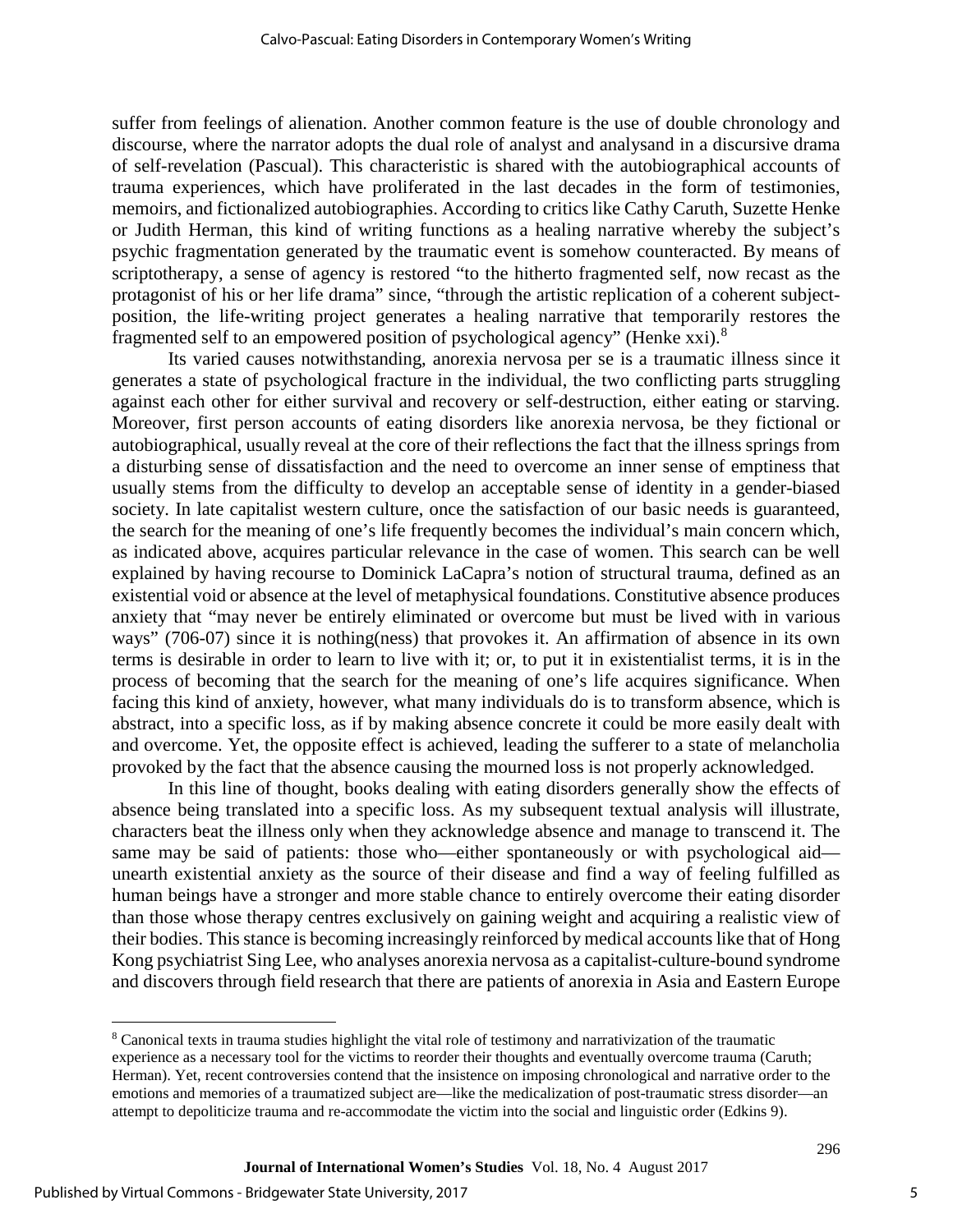suffer from feelings of alienation. Another common feature is the use of double chronology and discourse, where the narrator adopts the dual role of analyst and analysand in a discursive drama of self-revelation (Pascual). This characteristic is shared with the autobiographical accounts of trauma experiences, which have proliferated in the last decades in the form of testimonies, memoirs, and fictionalized autobiographies. According to critics like Cathy Caruth, Suzette Henke or Judith Herman, this kind of writing functions as a healing narrative whereby the subject's psychic fragmentation generated by the traumatic event is somehow counteracted. By means of scriptotherapy, a sense of agency is restored "to the hitherto fragmented self, now recast as the protagonist of his or her life drama" since, "through the artistic replication of a coherent subject-position, the life-writing project generates a healing narrative that temporarily restores the fragmented self to an empowered position of psychological agency" (Henke xxi).[8]

Its varied causes notwithstanding, anorexia nervosa per se is a traumatic illness since it generates a state of psychological fracture in the individual, the two conflicting parts struggling against each other for either survival and recovery or self-destruction, either eating or starving. Moreover, first person accounts of eating disorders like anorexia nervosa, be they fictional or autobiographical, usually reveal at the core of their reflections the fact that the illness springs from a disturbing sense of dissatisfaction and the need to overcome an inner sense of emptiness that usually stems from the difficulty to develop an acceptable sense of identity in a gender-biased society. In late capitalist western culture, once the satisfaction of our basic needs is guaranteed, the search for the meaning of one's life frequently becomes the individual's main concern which, as indicated above, acquires particular relevance in the case of women. This search can be well explained by having recourse to Dominick LaCapra's notion of structural trauma, defined as an existential void or absence at the level of metaphysical foundations. Constitutive absence produces anxiety that "may never be entirely eliminated or overcome but must be lived with in various ways" (706-07) since it is nothing(ness) that provokes it. An affirmation of absence in its own terms is desirable in order to learn to live with it; or, to put it in existentialist terms, it is in the process of becoming that the search for the meaning of one's life acquires significance. When facing this kind of anxiety, however, what many individuals do is to transform absence, which is abstract, into a specific loss, as if by making absence concrete it could be more easily dealt with and overcome. Yet, the opposite effect is achieved, leading the sufferer to a state of melancholia provoked by the fact that the absence causing the mourned loss is not properly acknowledged.

In this line of thought, books dealing with eating disorders generally show the effects of absence being translated into a specific loss. As my subsequent textual analysis will illustrate, characters beat the illness only when they acknowledge absence and manage to transcend it. The same may be said of patients: those who—either spontaneously or with psychological aid—unearth existential anxiety as the source of their disease and find a way of feeling fulfilled as human beings have a stronger and more stable chance to entirely overcome their eating disorder than those whose therapy centres exclusively on gaining weight and acquiring a realistic view of their bodies. This stance is becoming increasingly reinforced by medical accounts like that of Hong Kong psychiatrist Sing Lee, who analyses anorexia nervosa as a capitalist-culture-bound syndrome and discovers through field research that there are patients of anorexia in Asia and Eastern Europe

[8] Canonical texts in trauma studies highlight the vital role of testimony and narrativization of the traumatic experience as a necessary tool for the victims to reorder their thoughts and eventually overcome trauma (Caruth; Herman). Yet, recent controversies contend that the insistence on imposing chronological and narrative order to the emotions and memories of a traumatized subject are—like the medicalization of post-traumatic stress disorder—an attempt to depoliticize trauma and re-accommodate the victim into the social and linguistic order (Edkins 9).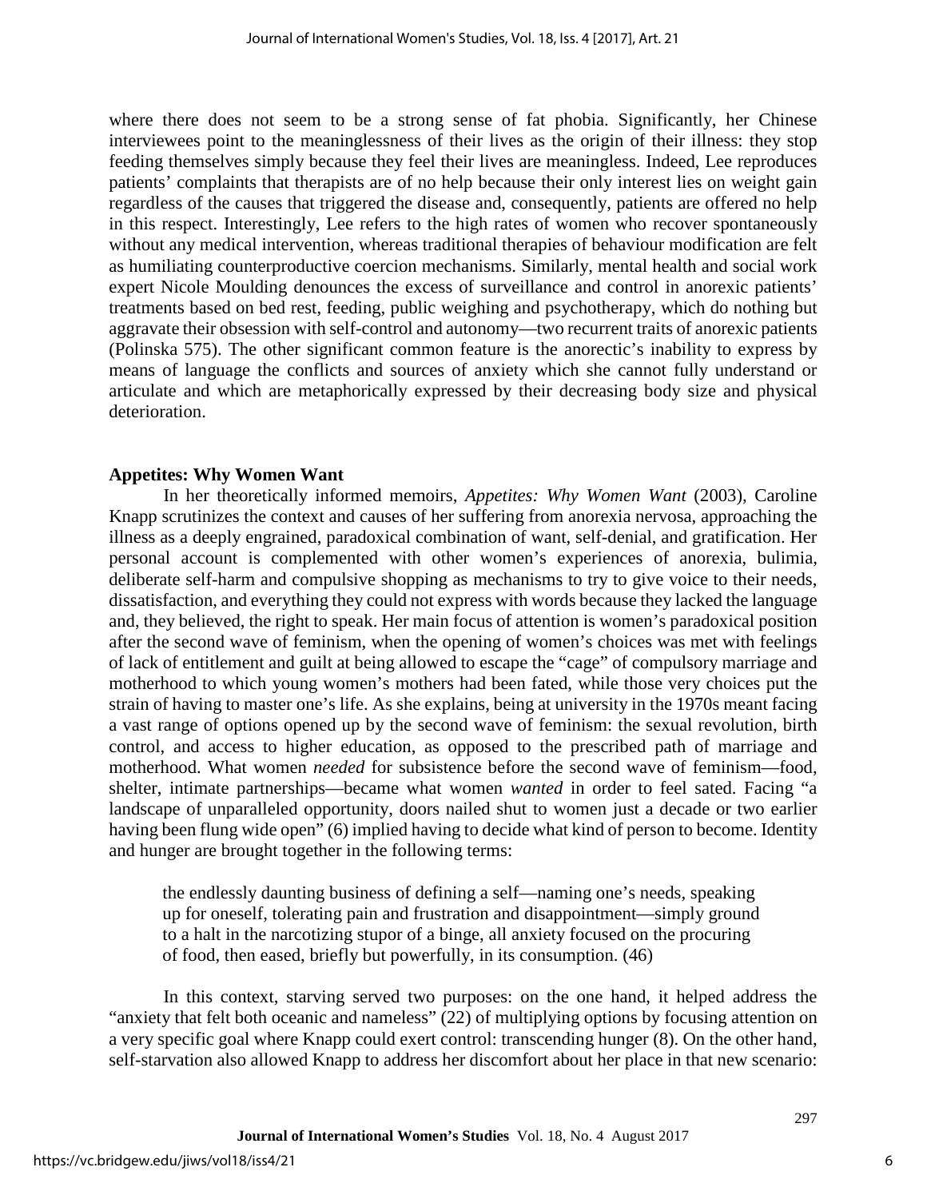where there does not seem to be a strong sense of fat phobia. Significantly, her Chinese interviewees point to the meaninglessness of their lives as the origin of their illness: they stop feeding themselves simply because they feel their lives are meaningless. Indeed, Lee reproduces patients' complaints that therapists are of no help because their only interest lies on weight gain regardless of the causes that triggered the disease and, consequently, patients are offered no help in this respect. Interestingly, Lee refers to the high rates of women who recover spontaneously without any medical intervention, whereas traditional therapies of behaviour modification are felt as humiliating counterproductive coercion mechanisms. Similarly, mental health and social work expert Nicole Moulding denounces the excess of surveillance and control in anorexic patients' treatments based on bed rest, feeding, public weighing and psychotherapy, which do nothing but aggravate their obsession with self-control and autonomy—two recurrent traits of anorexic patients (Polinska 575). The other significant common feature is the anorectic's inability to express by means of language the conflicts and sources of anxiety which she cannot fully understand or articulate and which are metaphorically expressed by their decreasing body size and physical deterioration.

## Appetites: Why Women Want

In her theoretically informed memoirs, *Appetites: Why Women Want* (2003), Caroline Knapp scrutinizes the context and causes of her suffering from anorexia nervosa, approaching the illness as a deeply engrained, paradoxical combination of want, self-denial, and gratification. Her personal account is complemented with other women's experiences of anorexia, bulimia, deliberate self-harm and compulsive shopping as mechanisms to try to give voice to their needs, dissatisfaction, and everything they could not express with words because they lacked the language and, they believed, the right to speak. Her main focus of attention is women's paradoxical position after the second wave of feminism, when the opening of women's choices was met with feelings of lack of entitlement and guilt at being allowed to escape the "cage" of compulsory marriage and motherhood to which young women's mothers had been fated, while those very choices put the strain of having to master one's life. As she explains, being at university in the 1970s meant facing a vast range of options opened up by the second wave of feminism: the sexual revolution, birth control, and access to higher education, as opposed to the prescribed path of marriage and motherhood. What women *needed* for subsistence before the second wave of feminism—food, shelter, intimate partnerships—became what women *wanted* in order to feel sated. Facing "a landscape of unparalleled opportunity, doors nailed shut to women just a decade or two earlier having been flung wide open" (6) implied having to decide what kind of person to become. Identity and hunger are brought together in the following terms:

> the endlessly daunting business of defining a self—naming one's needs, speaking up for oneself, tolerating pain and frustration and disappointment—simply ground to a halt in the narcotizing stupor of a binge, all anxiety focused on the procuring of food, then eased, briefly but powerfully, in its consumption. (46)

In this context, starving served two purposes: on the one hand, it helped address the "anxiety that felt both oceanic and nameless" (22) of multiplying options by focusing attention on a very specific goal where Knapp could exert control: transcending hunger (8). On the other hand, self-starvation also allowed Knapp to address her discomfort about her place in that new scenario: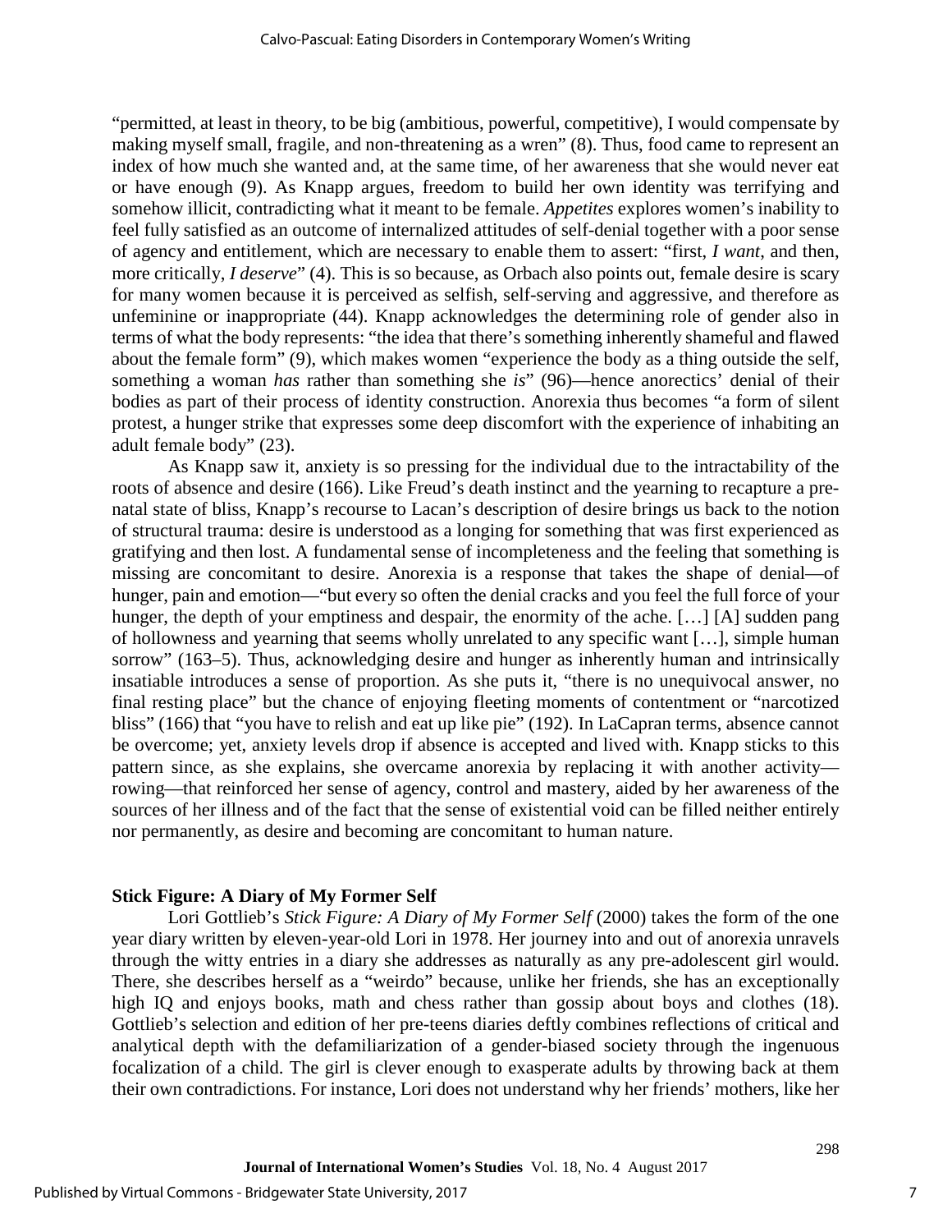"permitted, at least in theory, to be big (ambitious, powerful, competitive), I would compensate by making myself small, fragile, and non-threatening as a wren" (8). Thus, food came to represent an index of how much she wanted and, at the same time, of her awareness that she would never eat or have enough (9). As Knapp argues, freedom to build her own identity was terrifying and somehow illicit, contradicting what it meant to be female. *Appetites* explores women's inability to feel fully satisfied as an outcome of internalized attitudes of self-denial together with a poor sense of agency and entitlement, which are necessary to enable them to assert: "first, *I want*, and then, more critically, *I deserve*" (4). This is so because, as Orbach also points out, female desire is scary for many women because it is perceived as selfish, self-serving and aggressive, and therefore as unfeminine or inappropriate (44). Knapp acknowledges the determining role of gender also in terms of what the body represents: "the idea that there's something inherently shameful and flawed about the female form" (9), which makes women "experience the body as a thing outside the self, something a woman *has* rather than something she *is*" (96)—hence anorectics' denial of their bodies as part of their process of identity construction. Anorexia thus becomes "a form of silent protest, a hunger strike that expresses some deep discomfort with the experience of inhabiting an adult female body" (23).

As Knapp saw it, anxiety is so pressing for the individual due to the intractability of the roots of absence and desire (166). Like Freud's death instinct and the yearning to recapture a pre-natal state of bliss, Knapp's recourse to Lacan's description of desire brings us back to the notion of structural trauma: desire is understood as a longing for something that was first experienced as gratifying and then lost. A fundamental sense of incompleteness and the feeling that something is missing are concomitant to desire. Anorexia is a response that takes the shape of denial—of hunger, pain and emotion—"but every so often the denial cracks and you feel the full force of your hunger, the depth of your emptiness and despair, the enormity of the ache. […] [A] sudden pang of hollowness and yearning that seems wholly unrelated to any specific want […], simple human sorrow" (163–5). Thus, acknowledging desire and hunger as inherently human and intrinsically insatiable introduces a sense of proportion. As she puts it, "there is no unequivocal answer, no final resting place" but the chance of enjoying fleeting moments of contentment or "narcotized bliss" (166) that "you have to relish and eat up like pie" (192). In LaCapran terms, absence cannot be overcome; yet, anxiety levels drop if absence is accepted and lived with. Knapp sticks to this pattern since, as she explains, she overcame anorexia by replacing it with another activity—rowing—that reinforced her sense of agency, control and mastery, aided by her awareness of the sources of her illness and of the fact that the sense of existential void can be filled neither entirely nor permanently, as desire and becoming are concomitant to human nature.

## Stick Figure: A Diary of My Former Self

Lori Gottlieb's *Stick Figure: A Diary of My Former Self* (2000) takes the form of the one year diary written by eleven-year-old Lori in 1978. Her journey into and out of anorexia unravels through the witty entries in a diary she addresses as naturally as any pre-adolescent girl would. There, she describes herself as a "weirdo" because, unlike her friends, she has an exceptionally high IQ and enjoys books, math and chess rather than gossip about boys and clothes (18). Gottlieb's selection and edition of her pre-teens diaries deftly combines reflections of critical and analytical depth with the defamiliarization of a gender-biased society through the ingenuous focalization of a child. The girl is clever enough to exasperate adults by throwing back at them their own contradictions. For instance, Lori does not understand why her friends' mothers, like her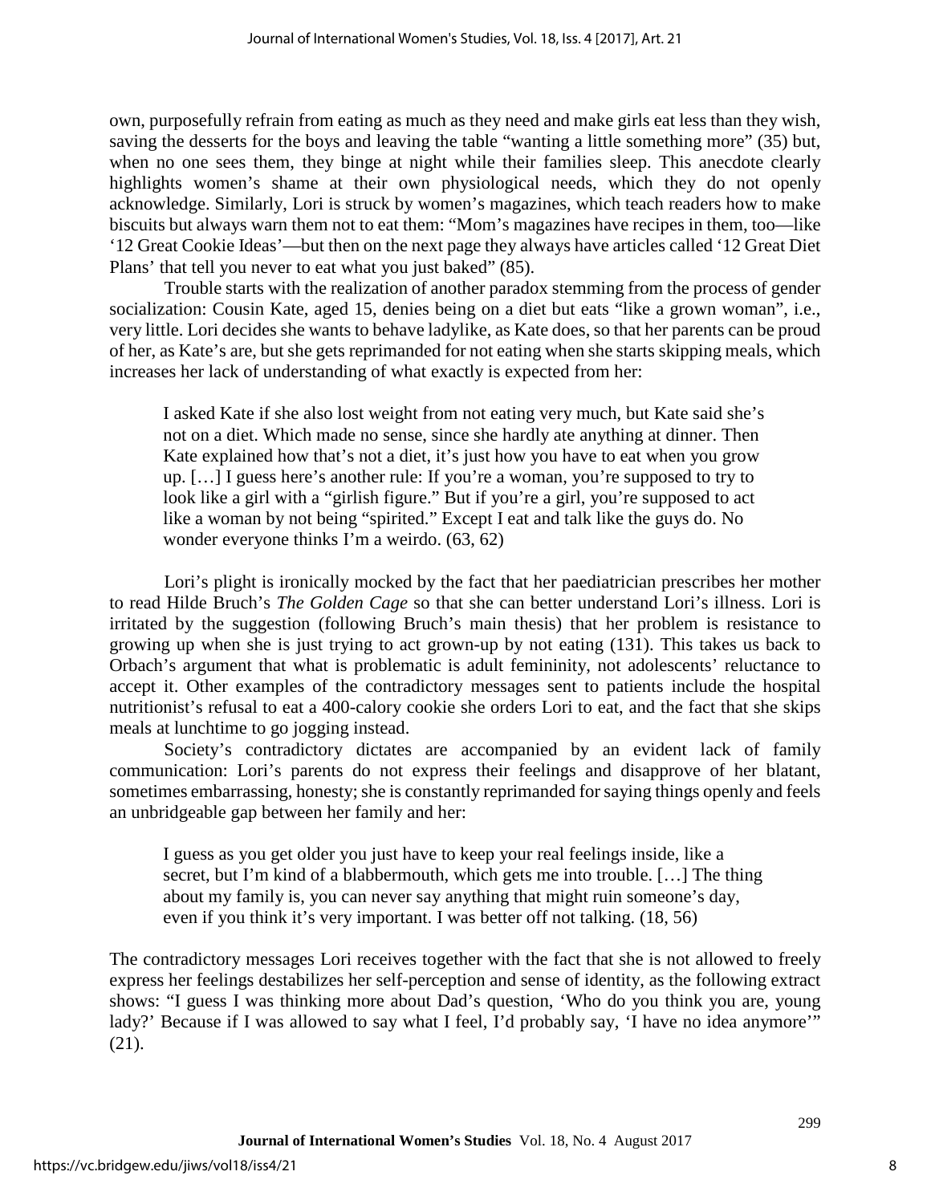own, purposefully refrain from eating as much as they need and make girls eat less than they wish, saving the desserts for the boys and leaving the table "wanting a little something more" (35) but, when no one sees them, they binge at night while their families sleep. This anecdote clearly highlights women's shame at their own physiological needs, which they do not openly acknowledge. Similarly, Lori is struck by women's magazines, which teach readers how to make biscuits but always warn them not to eat them: "Mom's magazines have recipes in them, too—like '12 Great Cookie Ideas'—but then on the next page they always have articles called '12 Great Diet Plans' that tell you never to eat what you just baked" (85).

Trouble starts with the realization of another paradox stemming from the process of gender socialization: Cousin Kate, aged 15, denies being on a diet but eats "like a grown woman", i.e., very little. Lori decides she wants to behave ladylike, as Kate does, so that her parents can be proud of her, as Kate's are, but she gets reprimanded for not eating when she starts skipping meals, which increases her lack of understanding of what exactly is expected from her:

> I asked Kate if she also lost weight from not eating very much, but Kate said she's not on a diet. Which made no sense, since she hardly ate anything at dinner. Then Kate explained how that's not a diet, it's just how you have to eat when you grow up. […] I guess here's another rule: If you're a woman, you're supposed to try to look like a girl with a "girlish figure." But if you're a girl, you're supposed to act like a woman by not being "spirited." Except I eat and talk like the guys do. No wonder everyone thinks I'm a weirdo. (63, 62)

Lori's plight is ironically mocked by the fact that her paediatrician prescribes her mother to read Hilde Bruch's *The Golden Cage* so that she can better understand Lori's illness. Lori is irritated by the suggestion (following Bruch's main thesis) that her problem is resistance to growing up when she is just trying to act grown-up by not eating (131). This takes us back to Orbach's argument that what is problematic is adult femininity, not adolescents' reluctance to accept it. Other examples of the contradictory messages sent to patients include the hospital nutritionist's refusal to eat a 400-calory cookie she orders Lori to eat, and the fact that she skips meals at lunchtime to go jogging instead.

Society's contradictory dictates are accompanied by an evident lack of family communication: Lori's parents do not express their feelings and disapprove of her blatant, sometimes embarrassing, honesty; she is constantly reprimanded for saying things openly and feels an unbridgeable gap between her family and her:

> I guess as you get older you just have to keep your real feelings inside, like a secret, but I'm kind of a blabbermouth, which gets me into trouble. […] The thing about my family is, you can never say anything that might ruin someone's day, even if you think it's very important. I was better off not talking. (18, 56)

The contradictory messages Lori receives together with the fact that she is not allowed to freely express her feelings destabilizes her self-perception and sense of identity, as the following extract shows: "I guess I was thinking more about Dad's question, 'Who do you think you are, young lady?' Because if I was allowed to say what I feel, I'd probably say, 'I have no idea anymore'" (21).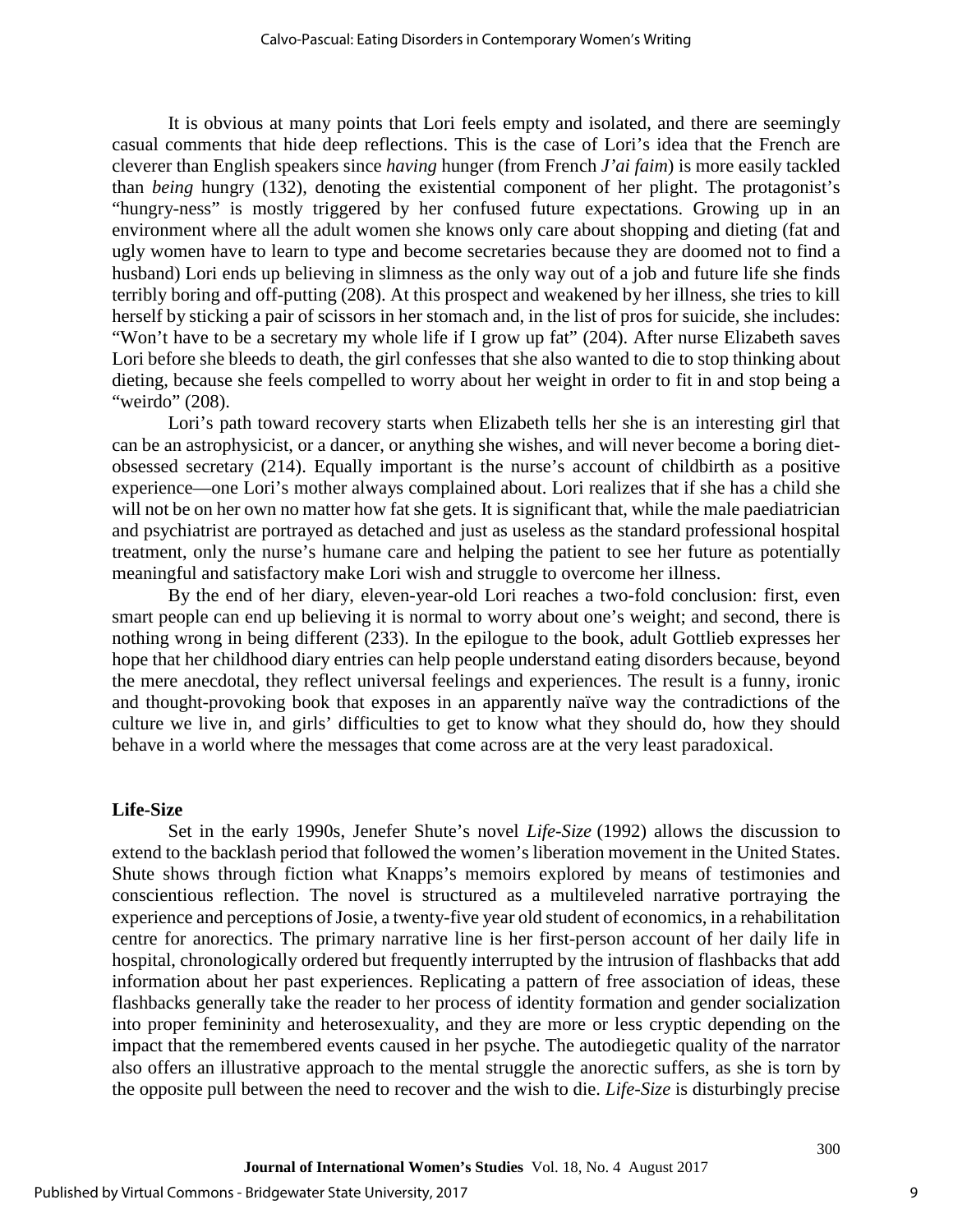It is obvious at many points that Lori feels empty and isolated, and there are seemingly casual comments that hide deep reflections. This is the case of Lori's idea that the French are cleverer than English speakers since *having* hunger (from French *J'ai faim*) is more easily tackled than *being* hungry (132), denoting the existential component of her plight. The protagonist's "hungry-ness" is mostly triggered by her confused future expectations. Growing up in an environment where all the adult women she knows only care about shopping and dieting (fat and ugly women have to learn to type and become secretaries because they are doomed not to find a husband) Lori ends up believing in slimness as the only way out of a job and future life she finds terribly boring and off-putting (208). At this prospect and weakened by her illness, she tries to kill herself by sticking a pair of scissors in her stomach and, in the list of pros for suicide, she includes: "Won't have to be a secretary my whole life if I grow up fat" (204). After nurse Elizabeth saves Lori before she bleeds to death, the girl confesses that she also wanted to die to stop thinking about dieting, because she feels compelled to worry about her weight in order to fit in and stop being a "weirdo" (208).

Lori's path toward recovery starts when Elizabeth tells her she is an interesting girl that can be an astrophysicist, or a dancer, or anything she wishes, and will never become a boring diet-obsessed secretary (214). Equally important is the nurse's account of childbirth as a positive experience—one Lori's mother always complained about. Lori realizes that if she has a child she will not be on her own no matter how fat she gets. It is significant that, while the male paediatrician and psychiatrist are portrayed as detached and just as useless as the standard professional hospital treatment, only the nurse's humane care and helping the patient to see her future as potentially meaningful and satisfactory make Lori wish and struggle to overcome her illness.

By the end of her diary, eleven-year-old Lori reaches a two-fold conclusion: first, even smart people can end up believing it is normal to worry about one's weight; and second, there is nothing wrong in being different (233). In the epilogue to the book, adult Gottlieb expresses her hope that her childhood diary entries can help people understand eating disorders because, beyond the mere anecdotal, they reflect universal feelings and experiences. The result is a funny, ironic and thought-provoking book that exposes in an apparently naïve way the contradictions of the culture we live in, and girls' difficulties to get to know what they should do, how they should behave in a world where the messages that come across are at the very least paradoxical.

### Life-Size

Set in the early 1990s, Jenefer Shute's novel *Life-Size* (1992) allows the discussion to extend to the backlash period that followed the women's liberation movement in the United States. Shute shows through fiction what Knapps's memoirs explored by means of testimonies and conscientious reflection. The novel is structured as a multileveled narrative portraying the experience and perceptions of Josie, a twenty-five year old student of economics, in a rehabilitation centre for anorectics. The primary narrative line is her first-person account of her daily life in hospital, chronologically ordered but frequently interrupted by the intrusion of flashbacks that add information about her past experiences. Replicating a pattern of free association of ideas, these flashbacks generally take the reader to her process of identity formation and gender socialization into proper femininity and heterosexuality, and they are more or less cryptic depending on the impact that the remembered events caused in her psyche. The autodiegetic quality of the narrator also offers an illustrative approach to the mental struggle the anorectic suffers, as she is torn by the opposite pull between the need to recover and the wish to die. *Life-Size* is disturbingly precise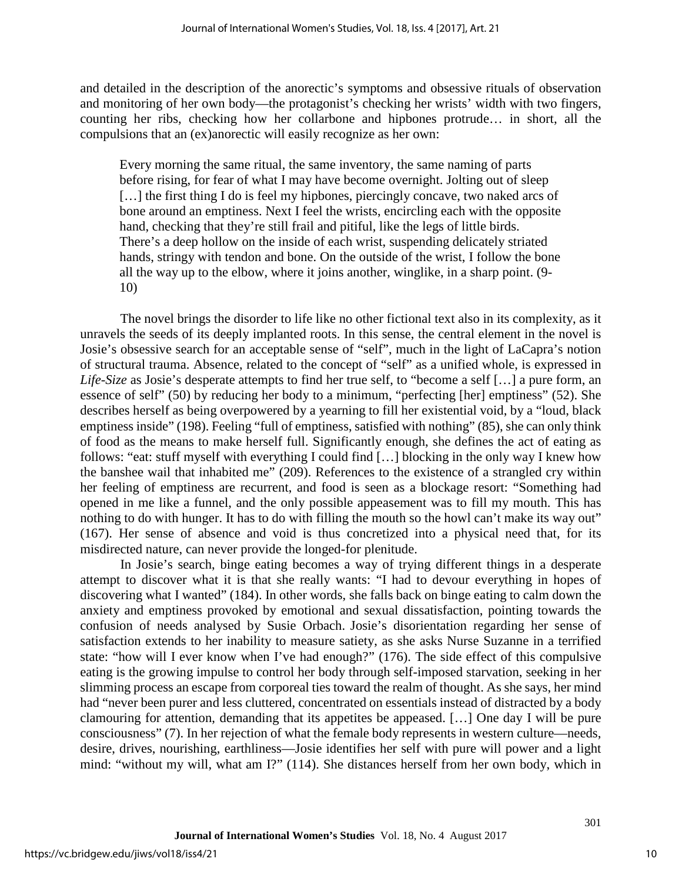and detailed in the description of the anorectic's symptoms and obsessive rituals of observation and monitoring of her own body—the protagonist's checking her wrists' width with two fingers, counting her ribs, checking how her collarbone and hipbones protrude… in short, all the compulsions that an (ex)anorectic will easily recognize as her own:

> Every morning the same ritual, the same inventory, the same naming of parts before rising, for fear of what I may have become overnight. Jolting out of sleep […] the first thing I do is feel my hipbones, piercingly concave, two naked arcs of bone around an emptiness. Next I feel the wrists, encircling each with the opposite hand, checking that they're still frail and pitiful, like the legs of little birds. There's a deep hollow on the inside of each wrist, suspending delicately striated hands, stringy with tendon and bone. On the outside of the wrist, I follow the bone all the way up to the elbow, where it joins another, winglike, in a sharp point. (9-10)

The novel brings the disorder to life like no other fictional text also in its complexity, as it unravels the seeds of its deeply implanted roots. In this sense, the central element in the novel is Josie's obsessive search for an acceptable sense of "self", much in the light of LaCapra's notion of structural trauma. Absence, related to the concept of "self" as a unified whole, is expressed in *Life-Size* as Josie's desperate attempts to find her true self, to "become a self […] a pure form, an essence of self" (50) by reducing her body to a minimum, "perfecting [her] emptiness" (52). She describes herself as being overpowered by a yearning to fill her existential void, by a "loud, black emptiness inside" (198). Feeling "full of emptiness, satisfied with nothing" (85), she can only think of food as the means to make herself full. Significantly enough, she defines the act of eating as follows: "eat: stuff myself with everything I could find […] blocking in the only way I knew how the banshee wail that inhabited me" (209). References to the existence of a strangled cry within her feeling of emptiness are recurrent, and food is seen as a blockage resort: "Something had opened in me like a funnel, and the only possible appeasement was to fill my mouth. This has nothing to do with hunger. It has to do with filling the mouth so the howl can't make its way out" (167). Her sense of absence and void is thus concretized into a physical need that, for its misdirected nature, can never provide the longed-for plenitude.

In Josie's search, binge eating becomes a way of trying different things in a desperate attempt to discover what it is that she really wants: "I had to devour everything in hopes of discovering what I wanted" (184). In other words, she falls back on binge eating to calm down the anxiety and emptiness provoked by emotional and sexual dissatisfaction, pointing towards the confusion of needs analysed by Susie Orbach. Josie's disorientation regarding her sense of satisfaction extends to her inability to measure satiety, as she asks Nurse Suzanne in a terrified state: "how will I ever know when I've had enough?" (176). The side effect of this compulsive eating is the growing impulse to control her body through self-imposed starvation, seeking in her slimming process an escape from corporeal ties toward the realm of thought. As she says, her mind had "never been purer and less cluttered, concentrated on essentials instead of distracted by a body clamouring for attention, demanding that its appetites be appeased. […] One day I will be pure consciousness" (7). In her rejection of what the female body represents in western culture—needs, desire, drives, nourishing, earthliness—Josie identifies her self with pure will power and a light mind: "without my will, what am I?" (114). She distances herself from her own body, which in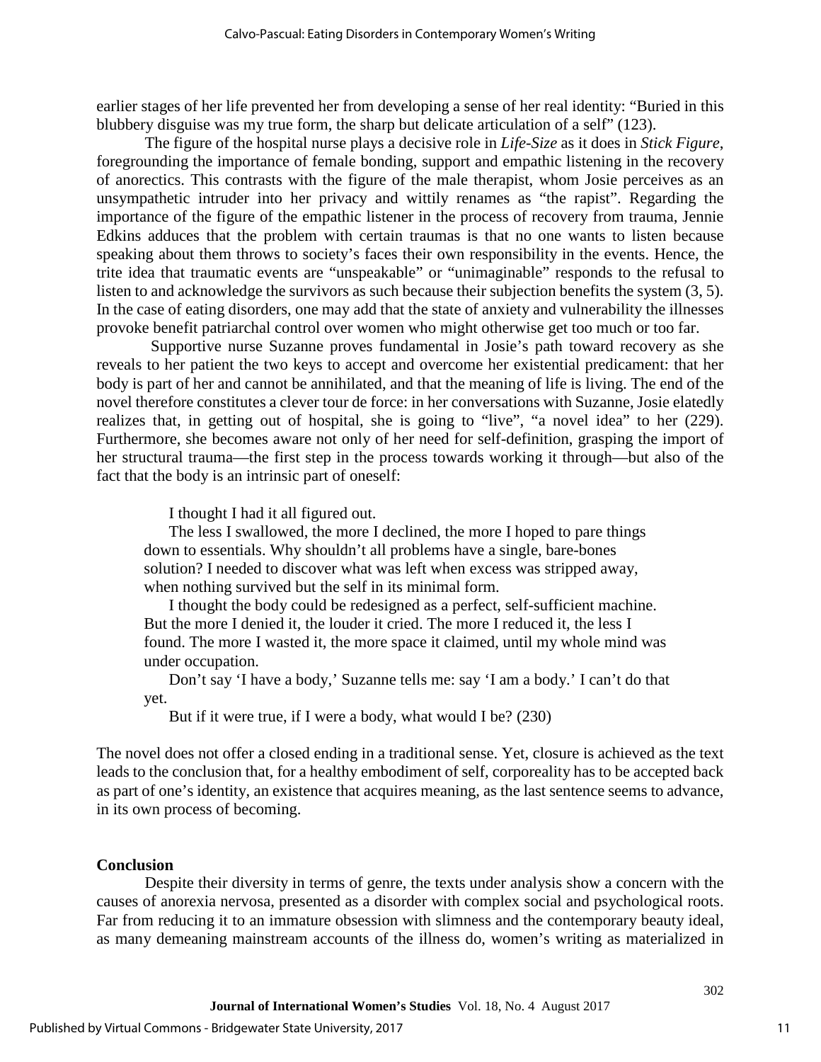earlier stages of her life prevented her from developing a sense of her real identity: "Buried in this blubbery disguise was my true form, the sharp but delicate articulation of a self" (123).

The figure of the hospital nurse plays a decisive role in *Life-Size* as it does in *Stick Figure*, foregrounding the importance of female bonding, support and empathic listening in the recovery of anorectics. This contrasts with the figure of the male therapist, whom Josie perceives as an unsympathetic intruder into her privacy and wittily renames as "the rapist". Regarding the importance of the figure of the empathic listener in the process of recovery from trauma, Jennie Edkins adduces that the problem with certain traumas is that no one wants to listen because speaking about them throws to society's faces their own responsibility in the events. Hence, the trite idea that traumatic events are "unspeakable" or "unimaginable" responds to the refusal to listen to and acknowledge the survivors as such because their subjection benefits the system (3, 5). In the case of eating disorders, one may add that the state of anxiety and vulnerability the illnesses provoke benefit patriarchal control over women who might otherwise get too much or too far.

Supportive nurse Suzanne proves fundamental in Josie's path toward recovery as she reveals to her patient the two keys to accept and overcome her existential predicament: that her body is part of her and cannot be annihilated, and that the meaning of life is living. The end of the novel therefore constitutes a clever tour de force: in her conversations with Suzanne, Josie elatedly realizes that, in getting out of hospital, she is going to "live", "a novel idea" to her (229). Furthermore, she becomes aware not only of her need for self-definition, grasping the import of her structural trauma—the first step in the process towards working it through—but also of the fact that the body is an intrinsic part of oneself:

> I thought I had it all figured out.
>
> The less I swallowed, the more I declined, the more I hoped to pare things down to essentials. Why shouldn't all problems have a single, bare-bones solution? I needed to discover what was left when excess was stripped away, when nothing survived but the self in its minimal form.
>
> I thought the body could be redesigned as a perfect, self-sufficient machine. But the more I denied it, the louder it cried. The more I reduced it, the less I found. The more I wasted it, the more space it claimed, until my whole mind was under occupation.
>
> Don't say 'I have a body,' Suzanne tells me: say 'I am a body.' I can't do that yet.
>
> But if it were true, if I were a body, what would I be? (230)

The novel does not offer a closed ending in a traditional sense. Yet, closure is achieved as the text leads to the conclusion that, for a healthy embodiment of self, corporeality has to be accepted back as part of one's identity, an existence that acquires meaning, as the last sentence seems to advance, in its own process of becoming.

## Conclusion

Despite their diversity in terms of genre, the texts under analysis show a concern with the causes of anorexia nervosa, presented as a disorder with complex social and psychological roots. Far from reducing it to an immature obsession with slimness and the contemporary beauty ideal, as many demeaning mainstream accounts of the illness do, women's writing as materialized in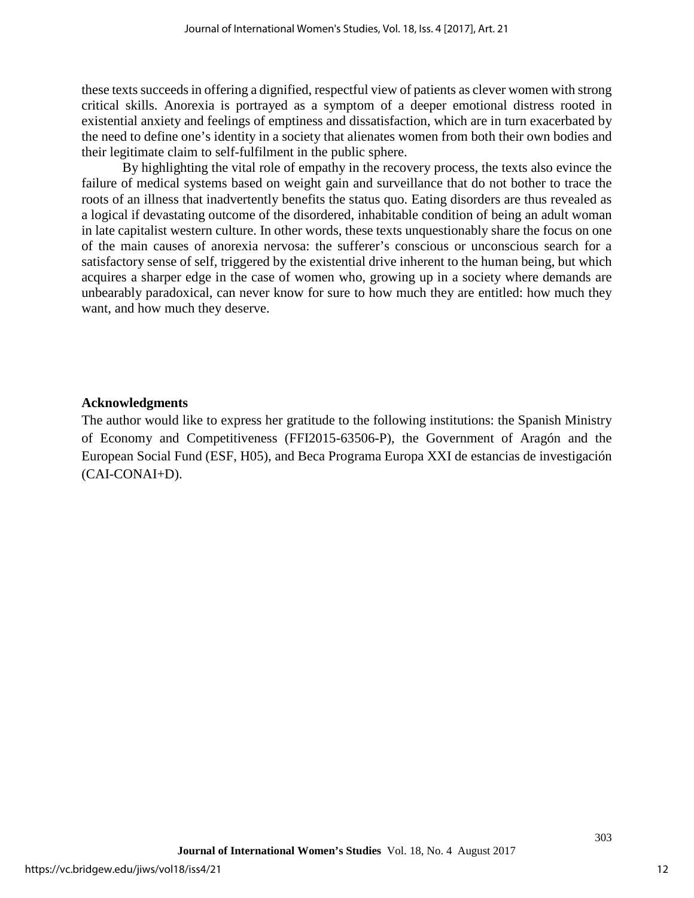these texts succeeds in offering a dignified, respectful view of patients as clever women with strong critical skills. Anorexia is portrayed as a symptom of a deeper emotional distress rooted in existential anxiety and feelings of emptiness and dissatisfaction, which are in turn exacerbated by the need to define one's identity in a society that alienates women from both their own bodies and their legitimate claim to self-fulfilment in the public sphere.

By highlighting the vital role of empathy in the recovery process, the texts also evince the failure of medical systems based on weight gain and surveillance that do not bother to trace the roots of an illness that inadvertently benefits the status quo. Eating disorders are thus revealed as a logical if devastating outcome of the disordered, inhabitable condition of being an adult woman in late capitalist western culture. In other words, these texts unquestionably share the focus on one of the main causes of anorexia nervosa: the sufferer's conscious or unconscious search for a satisfactory sense of self, triggered by the existential drive inherent to the human being, but which acquires a sharper edge in the case of women who, growing up in a society where demands are unbearably paradoxical, can never know for sure to how much they are entitled: how much they want, and how much they deserve.

**Acknowledgments**

The author would like to express her gratitude to the following institutions: the Spanish Ministry of Economy and Competitiveness (FFI2015-63506-P), the Government of Aragón and the European Social Fund (ESF, H05), and Beca Programa Europa XXI de estancias de investigación (CAI-CONAI+D).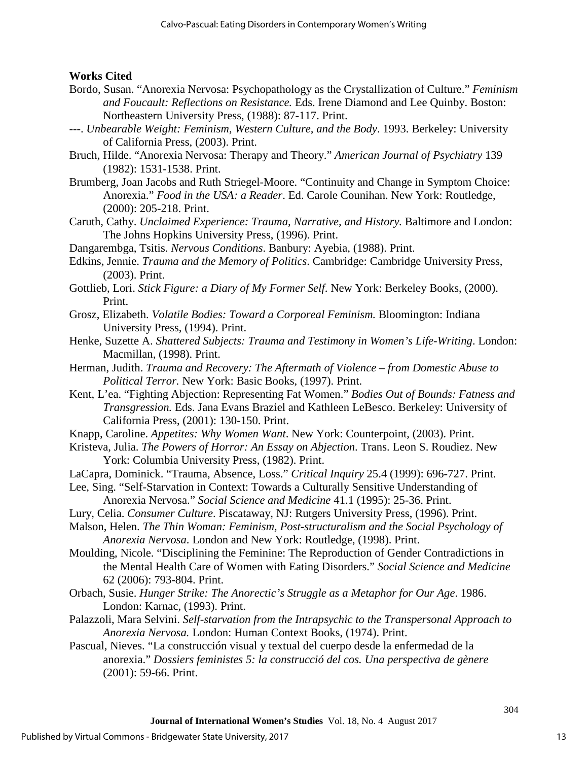**Works Cited**

Bordo, Susan. "Anorexia Nervosa: Psychopathology as the Crystallization of Culture." *Feminism and Foucault: Reflections on Resistance.* Eds. Irene Diamond and Lee Quinby. Boston: Northeastern University Press, (1988): 87-117. Print.

---. *Unbearable Weight: Feminism, Western Culture, and the Body*. 1993. Berkeley: University of California Press, (2003). Print.

Bruch, Hilde. "Anorexia Nervosa: Therapy and Theory." *American Journal of Psychiatry* 139 (1982): 1531-1538. Print.

Brumberg, Joan Jacobs and Ruth Striegel-Moore. "Continuity and Change in Symptom Choice: Anorexia." *Food in the USA: a Reader*. Ed. Carole Counihan. New York: Routledge, (2000): 205-218. Print.

Caruth, Cathy. *Unclaimed Experience: Trauma, Narrative, and History.* Baltimore and London: The Johns Hopkins University Press, (1996). Print.

Dangarembga, Tsitis. *Nervous Conditions*. Banbury: Ayebia, (1988). Print.

Edkins, Jennie. *Trauma and the Memory of Politics*. Cambridge: Cambridge University Press, (2003). Print.

Gottlieb, Lori. *Stick Figure: a Diary of My Former Self*. New York: Berkeley Books, (2000). Print.

Grosz, Elizabeth. *Volatile Bodies: Toward a Corporeal Feminism.* Bloomington: Indiana University Press, (1994). Print.

Henke, Suzette A. *Shattered Subjects: Trauma and Testimony in Women's Life-Writing*. London: Macmillan, (1998). Print.

Herman, Judith. *Trauma and Recovery: The Aftermath of Violence – from Domestic Abuse to Political Terror.* New York: Basic Books, (1997). Print.

Kent, L'ea. "Fighting Abjection: Representing Fat Women." *Bodies Out of Bounds: Fatness and Transgression.* Eds. Jana Evans Braziel and Kathleen LeBesco. Berkeley: University of California Press, (2001): 130-150. Print.

Knapp, Caroline. *Appetites: Why Women Want*. New York: Counterpoint, (2003). Print.

Kristeva, Julia. *The Powers of Horror: An Essay on Abjection*. Trans. Leon S. Roudiez. New York: Columbia University Press, (1982). Print.

LaCapra, Dominick. "Trauma, Absence, Loss." *Critical Inquiry* 25.4 (1999): 696-727. Print.

Lee, Sing. "Self-Starvation in Context: Towards a Culturally Sensitive Understanding of Anorexia Nervosa." *Social Science and Medicine* 41.1 (1995): 25-36. Print.

Lury, Celia. *Consumer Culture*. Piscataway, NJ: Rutgers University Press, (1996). Print.

Malson, Helen. *The Thin Woman: Feminism, Post-structuralism and the Social Psychology of Anorexia Nervosa*. London and New York: Routledge, (1998). Print.

Moulding, Nicole. "Disciplining the Feminine: The Reproduction of Gender Contradictions in the Mental Health Care of Women with Eating Disorders." *Social Science and Medicine* 62 (2006): 793-804. Print.

Orbach, Susie. *Hunger Strike: The Anorectic's Struggle as a Metaphor for Our Age*. 1986. London: Karnac, (1993). Print.

Palazzoli, Mara Selvini. *Self-starvation from the Intrapsychic to the Transpersonal Approach to Anorexia Nervosa.* London: Human Context Books, (1974). Print.

Pascual, Nieves. "La construcción visual y textual del cuerpo desde la enfermedad de la anorexia." *Dossiers feministes 5: la construcció del cos. Una perspectiva de gènere* (2001): 59-66. Print.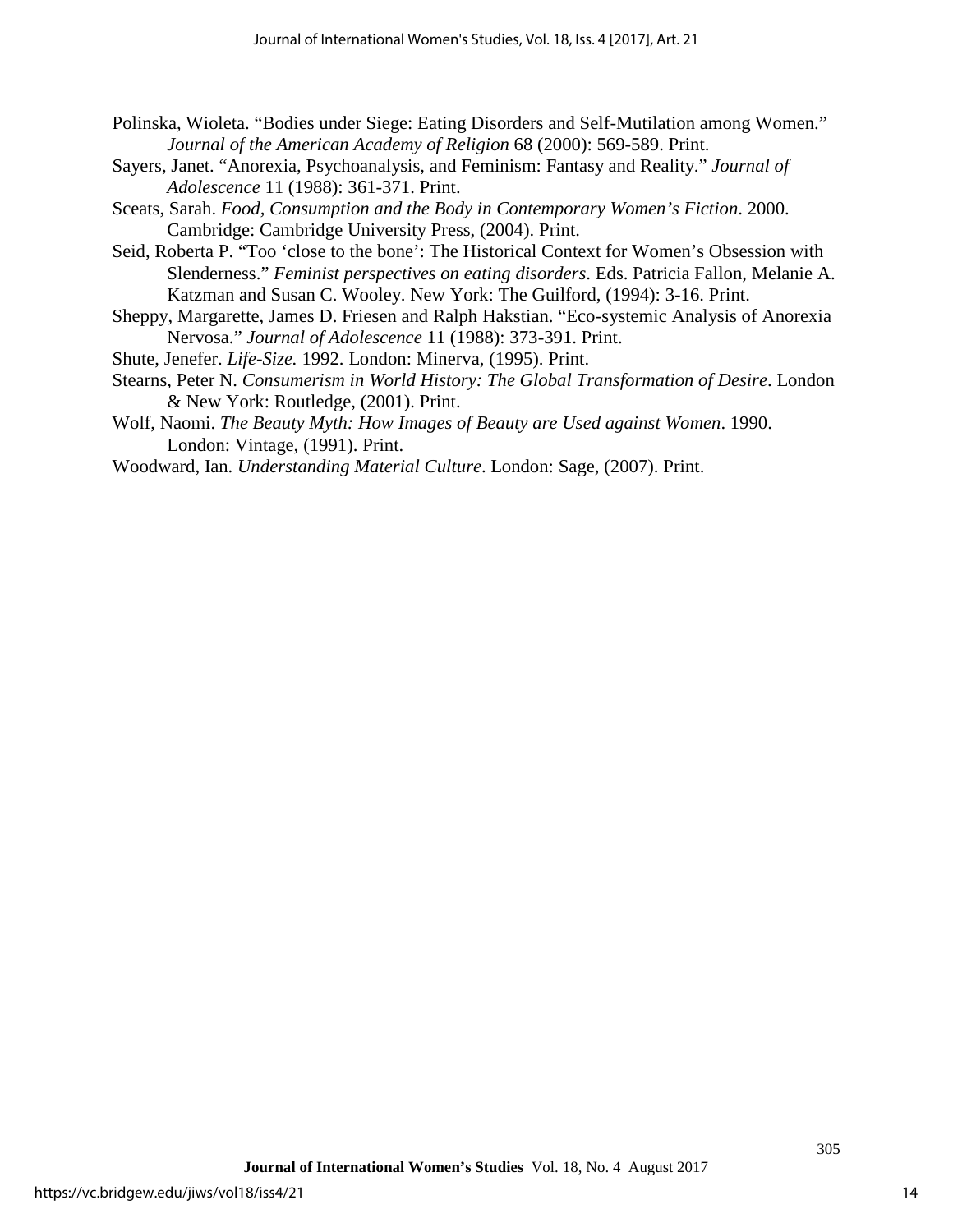Polinska, Wioleta. "Bodies under Siege: Eating Disorders and Self-Mutilation among Women." *Journal of the American Academy of Religion* 68 (2000): 569-589. Print.

Sayers, Janet. "Anorexia, Psychoanalysis, and Feminism: Fantasy and Reality." *Journal of Adolescence* 11 (1988): 361-371. Print.

Sceats, Sarah. *Food, Consumption and the Body in Contemporary Women's Fiction*. 2000. Cambridge: Cambridge University Press, (2004). Print.

Seid, Roberta P. "Too 'close to the bone': The Historical Context for Women's Obsession with Slenderness." *Feminist perspectives on eating disorders*. Eds. Patricia Fallon, Melanie A. Katzman and Susan C. Wooley. New York: The Guilford, (1994): 3-16. Print.

Sheppy, Margarette, James D. Friesen and Ralph Hakstian. "Eco-systemic Analysis of Anorexia Nervosa." *Journal of Adolescence* 11 (1988): 373-391. Print.

Shute, Jenefer. *Life-Size.* 1992. London: Minerva, (1995). Print.

Stearns, Peter N. *Consumerism in World History: The Global Transformation of Desire*. London & New York: Routledge, (2001). Print.

Wolf, Naomi. *The Beauty Myth: How Images of Beauty are Used against Women*. 1990. London: Vintage, (1991). Print.

Woodward, Ian. *Understanding Material Culture*. London: Sage, (2007). Print.